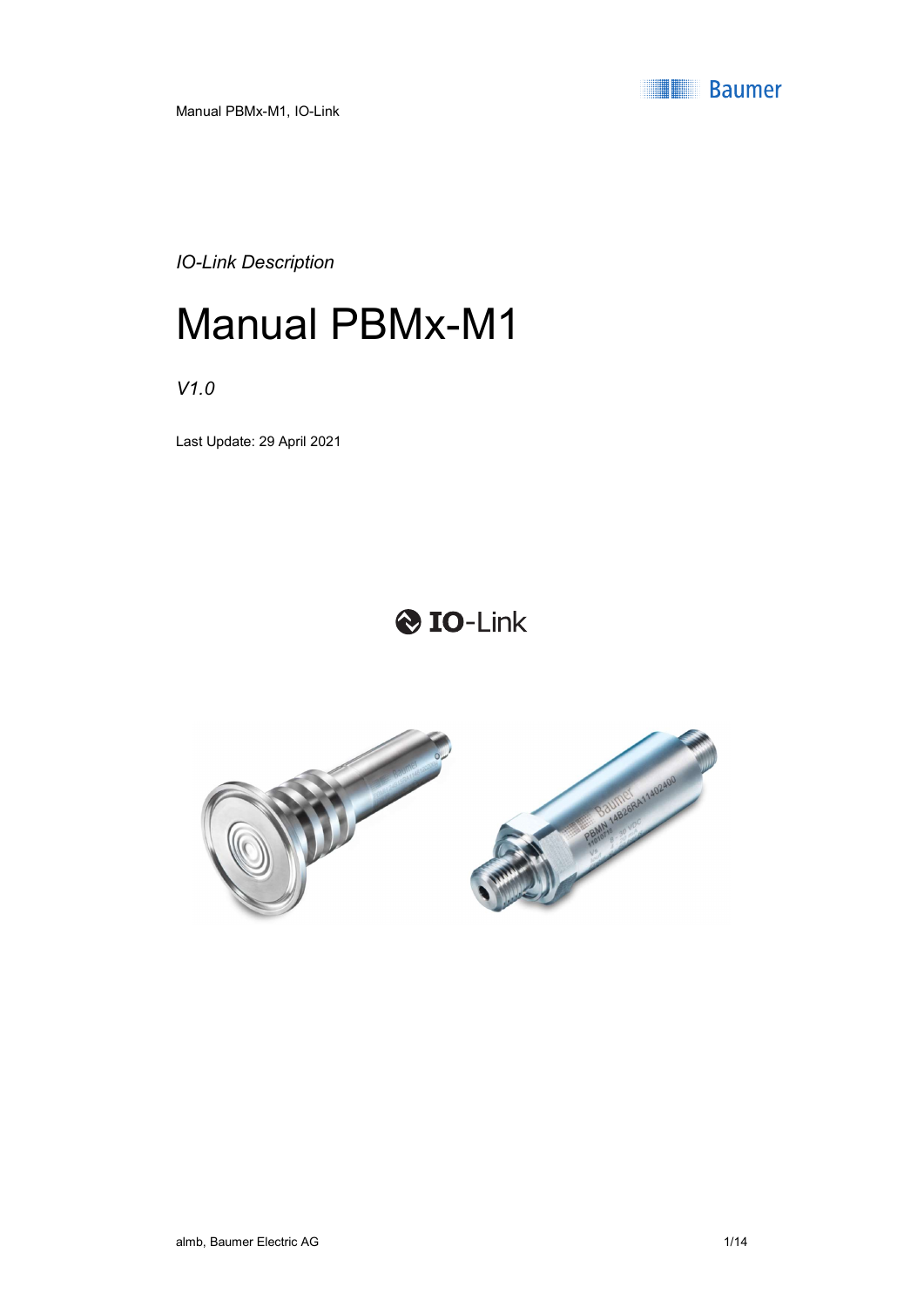*IO-Link Description*

# Manual PBMx-M1

*V1.0*

Last Update: 29 April 2021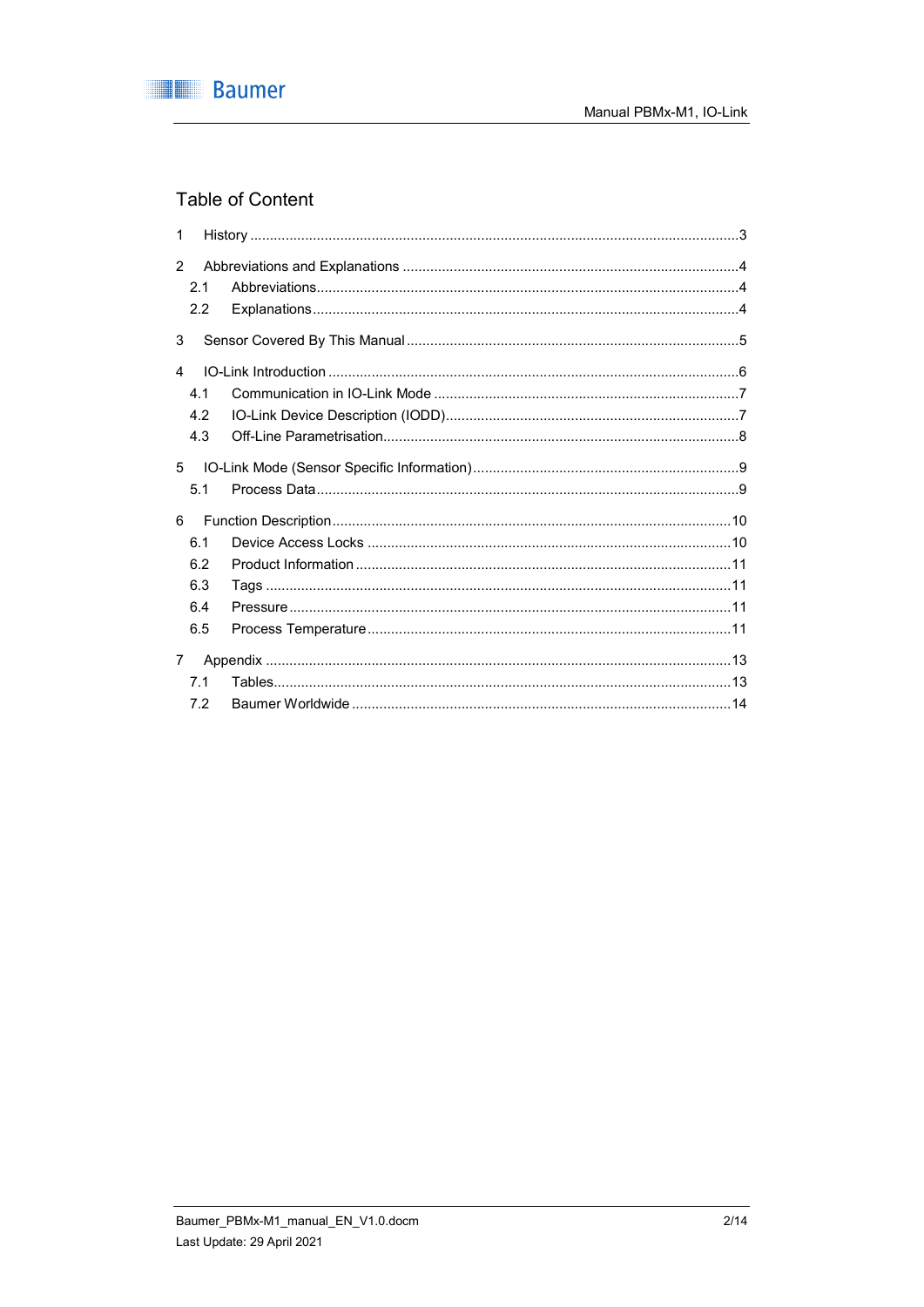# Table of Content

1 History ..........3

2 Abbreviations and Explanations ..........4
- 2.1 Abbreviations ..........4
- 2.2 Explanations ..........4

3 Sensor Covered By This Manual ..........5

4 IO-Link Introduction ..........6
- 4.1 Communication in IO-Link Mode ..........7
- 4.2 IO-Link Device Description (IODD) ..........7
- 4.3 Off-Line Parametrisation ..........8

5 IO-Link Mode (Sensor Specific Information) ..........9
- 5.1 Process Data ..........9

6 Function Description ..........10
- 6.1 Device Access Locks ..........10
- 6.2 Product Information ..........11
- 6.3 Tags ..........11
- 6.4 Pressure ..........11
- 6.5 Process Temperature ..........11

7 Appendix ..........13
- 7.1 Tables ..........13
- 7.2 Baumer Worldwide ..........14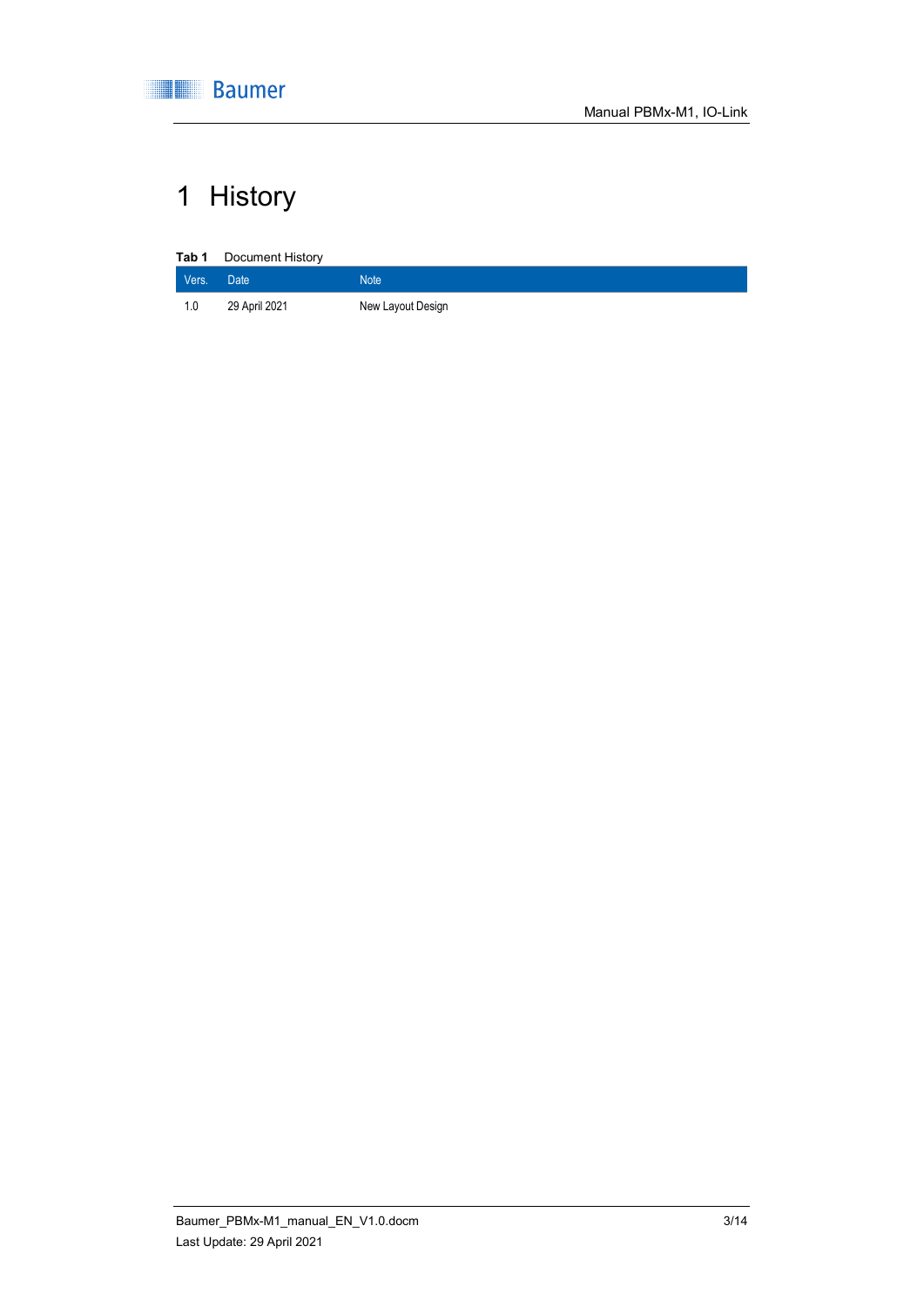# 1 History

**Tab 1** Document History

| Vers. | Date | Note |
|---|---|---|
| 1.0 | 29 April 2021 | New Layout Design |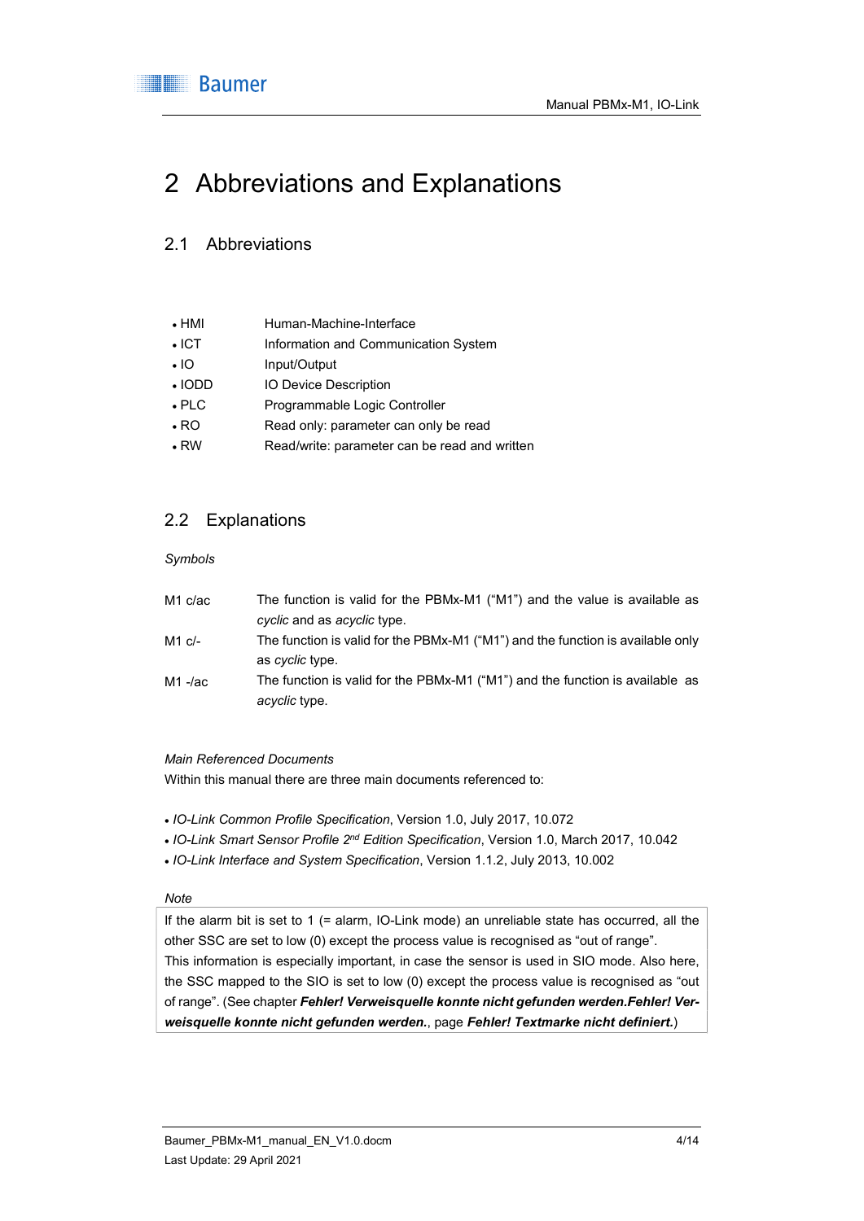# 2 Abbreviations and Explanations

## 2.1 Abbreviations

- HMI — Human-Machine-Interface
- ICT — Information and Communication System
- IO — Input/Output
- IODD — IO Device Description
- PLC — Programmable Logic Controller
- RO — Read only: parameter can only be read
- RW — Read/write: parameter can be read and written

## 2.2 Explanations

*Symbols*

| | |
|---|---|
| M1 c/ac | The function is valid for the PBMx-M1 ("M1") and the value is available as *cyclic* and as *acyclic* type. |
| M1 c/- | The function is valid for the PBMx-M1 ("M1") and the function is available only as *cyclic* type. |
| M1 -/ac | The function is valid for the PBMx-M1 ("M1") and the function is available as *acyclic* type. |

*Main Referenced Documents*

Within this manual there are three main documents referenced to:

- *IO-Link Common Profile Specification*, Version 1.0, July 2017, 10.072
- *IO-Link Smart Sensor Profile 2nd Edition Specification*, Version 1.0, March 2017, 10.042
- *IO-Link Interface and System Specification*, Version 1.1.2, July 2013, 10.002

*Note*

If the alarm bit is set to 1 (= alarm, IO-Link mode) an unreliable state has occurred, all the other SSC are set to low (0) except the process value is recognised as "out of range".
This information is especially important, in case the sensor is used in SIO mode. Also here, the SSC mapped to the SIO is set to low (0) except the process value is recognised as "out of range". (See chapter ***Fehler! Verweisquelle konnte nicht gefunden werden.Fehler! Verweisquelle konnte nicht gefunden werden.***, page ***Fehler! Textmarke nicht definiert.***)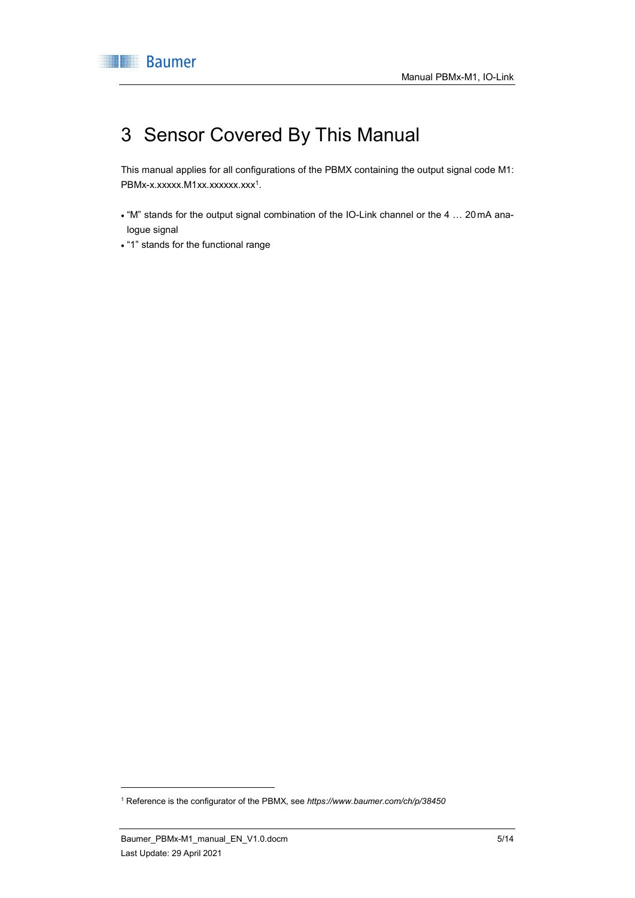# 3 Sensor Covered By This Manual

This manual applies for all configurations of the PBMX containing the output signal code M1: PBMx-x.xxxxx.M1xx.xxxxxx.xxx[1].

- "M" stands for the output signal combination of the IO-Link channel or the 4 … 20 mA analogue signal
- "1" stands for the functional range

[1] Reference is the configurator of the PBMX, see *https://www.baumer.com/ch/p/38450*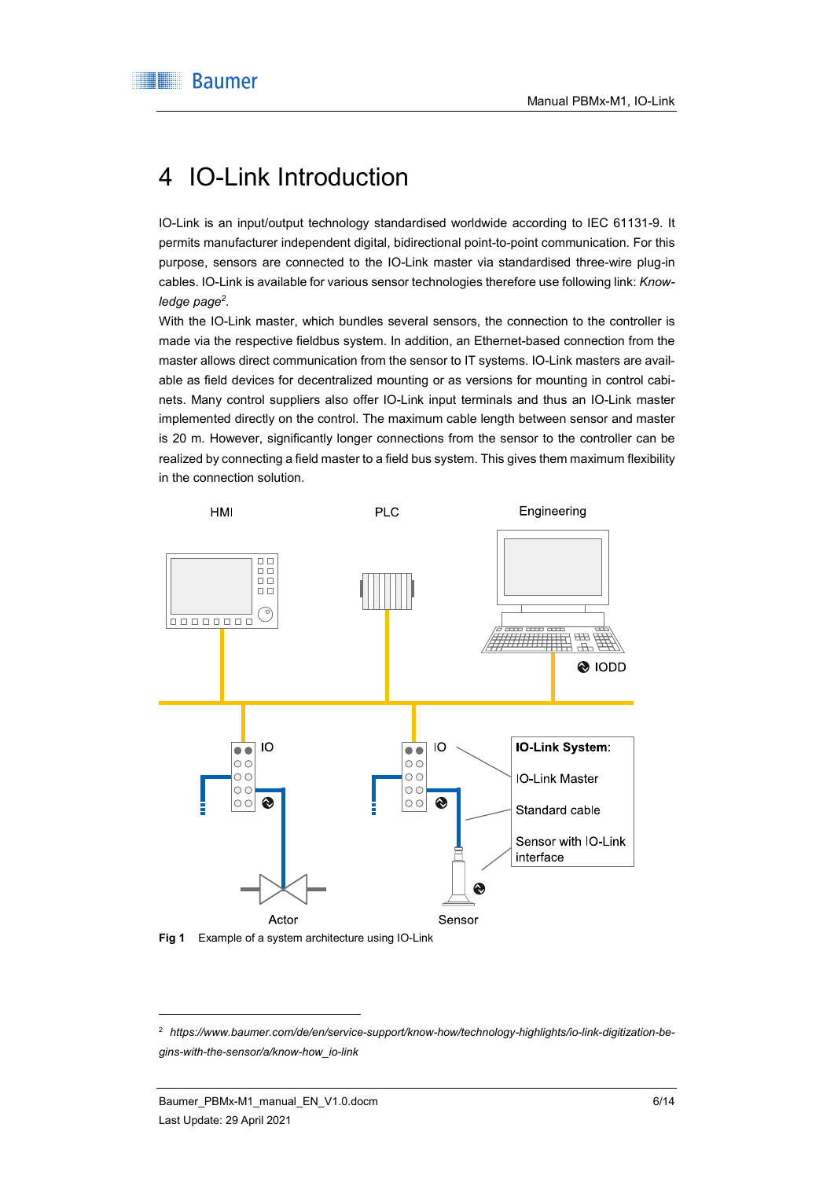# 4 IO-Link Introduction

IO-Link is an input/output technology standardised worldwide according to IEC 61131-9. It permits manufacturer independent digital, bidirectional point-to-point communication. For this purpose, sensors are connected to the IO-Link master via standardised three-wire plug-in cables. IO-Link is available for various sensor technologies therefore use following link: *Knowledge page*[2].

With the IO-Link master, which bundles several sensors, the connection to the controller is made via the respective fieldbus system. In addition, an Ethernet-based connection from the master allows direct communication from the sensor to IT systems. IO-Link masters are available as field devices for decentralized mounting or as versions for mounting in control cabinets. Many control suppliers also offer IO-Link input terminals and thus an IO-Link master implemented directly on the control. The maximum cable length between sensor and master is 20 m. However, significantly longer connections from the sensor to the controller can be realized by connecting a field master to a field bus system. This gives them maximum flexibility in the connection solution.

HMI PLC Engineering

IODD

IO IO

**IO-Link System**:

IO-Link Master

Standard cable

Sensor with IO-Link interface

Actor Sensor

**Fig 1** Example of a system architecture using IO-Link

---

[2] *https://www.baumer.com/de/en/service-support/know-how/technology-highlights/io-link-digitization-begins-with-the-sensor/a/know-how_io-link*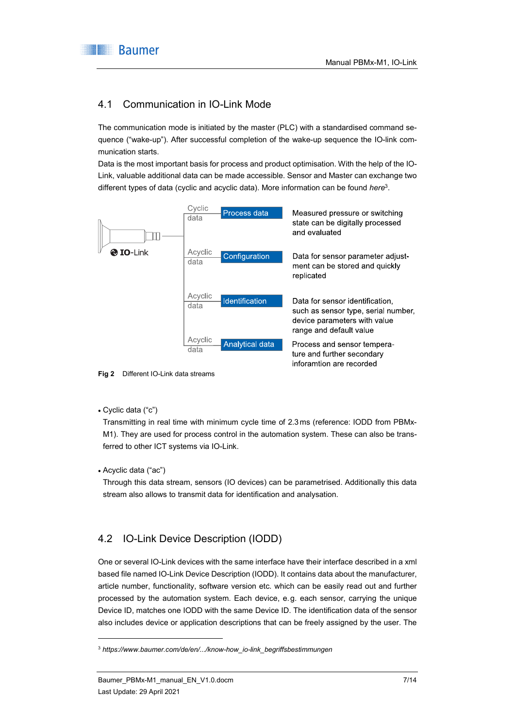## 4.1 Communication in IO-Link Mode

The communication mode is initiated by the master (PLC) with a standardised command sequence ("wake-up"). After successful completion of the wake-up sequence the IO-link communication starts.
Data is the most important basis for process and product optimisation. With the help of the IO-Link, valuable additional data can be made accessible. Sensor and Master can exchange two different types of data (cyclic and acyclic data). More information can be found *here*[3].

| | Data type | Stream | Description |
|---|---|---|---|
| IO-Link | Cyclic data | Process data | Measured pressure or switching state can be digitally processed and evaluated |
| | Acyclic data | Configuration | Data for sensor parameter adjustment can be stored and quickly replicated |
| | Acyclic data | Identification | Data for sensor identification, such as sensor type, serial number, device parameters with value range and default value |
| | Acyclic data | Analytical data | Process and sensor temperature and further secondary inforamtion are recorded |

**Fig 2** Different IO-Link data streams

- Cyclic data ("c")
  Transmitting in real time with minimum cycle time of 2.3 ms (reference: IODD from PBMx-M1). They are used for process control in the automation system. These can also be transferred to other ICT systems via IO-Link.

- Acyclic data ("ac")
  Through this data stream, sensors (IO devices) can be parametrised. Additionally this data stream also allows to transmit data for identification and analysation.

## 4.2 IO-Link Device Description (IODD)

One or several IO-Link devices with the same interface have their interface described in a xml based file named IO-Link Device Description (IODD). It contains data about the manufacturer, article number, functionality, software version etc. which can be easily read out and further processed by the automation system. Each device, e.g. each sensor, carrying the unique Device ID, matches one IODD with the same Device ID. The identification data of the sensor also includes device or application descriptions that can be freely assigned by the user. The

[3] *https://www.baumer.com/de/en/.../know-how_io-link_begriffsbestimmungen*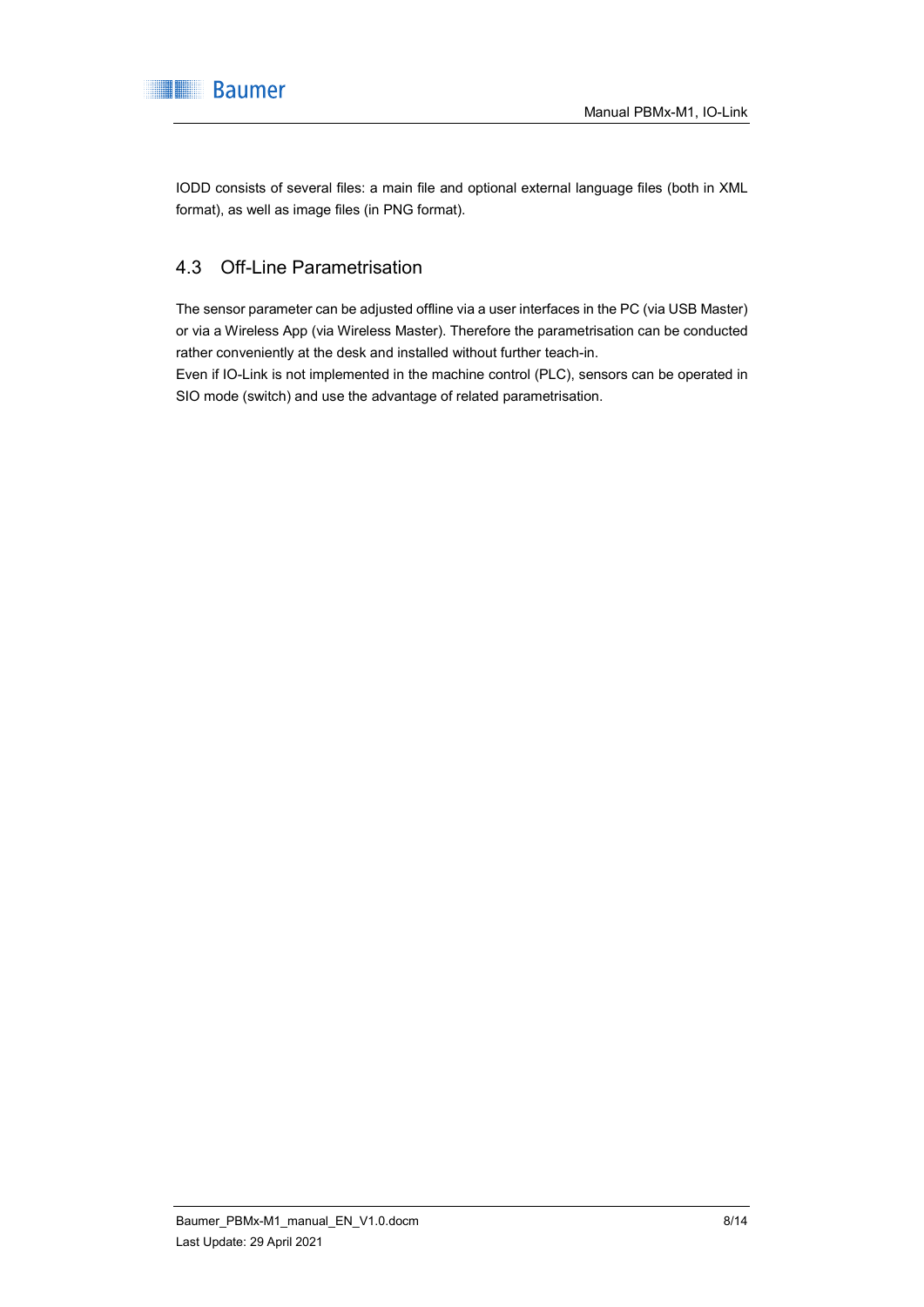IODD consists of several files: a main file and optional external language files (both in XML format), as well as image files (in PNG format).

## 4.3 Off-Line Parametrisation

The sensor parameter can be adjusted offline via a user interfaces in the PC (via USB Master) or via a Wireless App (via Wireless Master). Therefore the parametrisation can be conducted rather conveniently at the desk and installed without further teach-in.
Even if IO-Link is not implemented in the machine control (PLC), sensors can be operated in SIO mode (switch) and use the advantage of related parametrisation.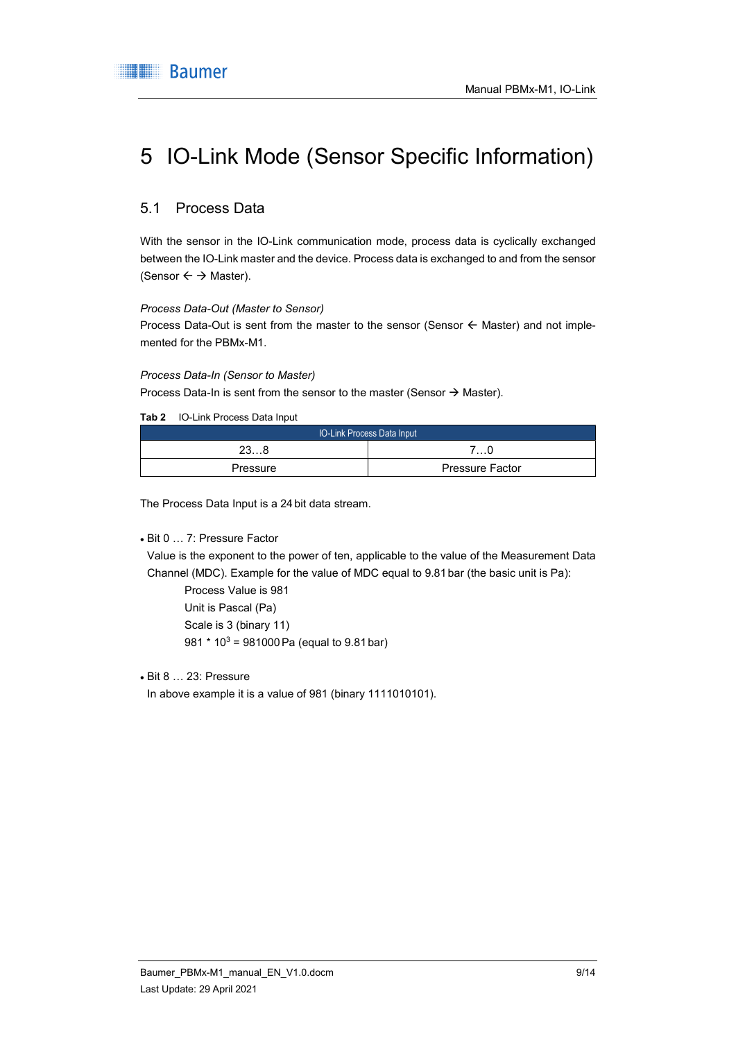# 5 IO-Link Mode (Sensor Specific Information)

## 5.1 Process Data

With the sensor in the IO-Link communication mode, process data is cyclically exchanged between the IO-Link master and the device. Process data is exchanged to and from the sensor (Sensor ← → Master).

*Process Data-Out (Master to Sensor)*
Process Data-Out is sent from the master to the sensor (Sensor ← Master) and not implemented for the PBMx-M1.

*Process Data-In (Sensor to Master)*
Process Data-In is sent from the sensor to the master (Sensor → Master).

**Tab 2** IO-Link Process Data Input

| IO-Link Process Data Input | |
|---|---|
| 23…8 | 7…0 |
| Pressure | Pressure Factor |

The Process Data Input is a 24 bit data stream.

- Bit 0 … 7: Pressure Factor
  Value is the exponent to the power of ten, applicable to the value of the Measurement Data Channel (MDC). Example for the value of MDC equal to 9.81 bar (the basic unit is Pa):
  Process Value is 981
  Unit is Pascal (Pa)
  Scale is 3 (binary 11)
  $981 * 10^3$ = 981000 Pa (equal to 9.81 bar)

- Bit 8 … 23: Pressure
  In above example it is a value of 981 (binary 1111010101).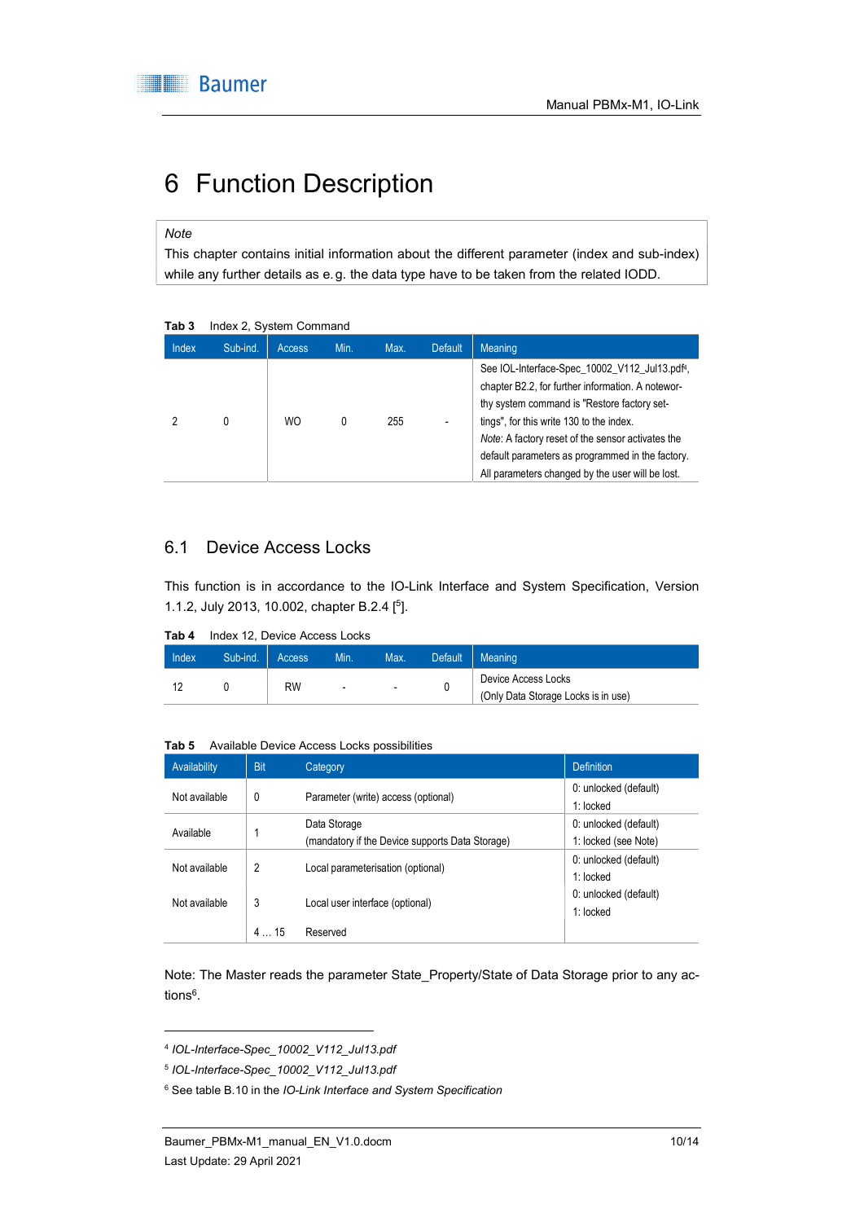// 6 Function Description

> *Note*
> This chapter contains initial information about the different parameter (index and sub-index) while any further details as e.g. the data type have to be taken from the related IODD.

**Tab 3** Index 2, System Command

| Index | Sub-ind. | Access | Min. | Max. | Default | Meaning |
|---|---|---|---|---|---|---|
| 2 | 0 | WO | 0 | 255 | - | See IOL-Interface-Spec_10002_V112_Jul13.pdf[4], chapter B2.2, for further information. A noteworthy system command is "Restore factory settings", for this write 130 to the index. *Note*: A factory reset of the sensor activates the default parameters as programmed in the factory. All parameters changed by the user will be lost. |

## 6.1 Device Access Locks

This function is in accordance to the IO-Link Interface and System Specification, Version 1.1.2, July 2013, 10.002, chapter B.2.4 [[5]].

**Tab 4** Index 12, Device Access Locks

| Index | Sub-ind. | Access | Min. | Max. | Default | Meaning |
|---|---|---|---|---|---|---|
| 12 | 0 | RW | - | - | 0 | Device Access Locks (Only Data Storage Locks is in use) |

**Tab 5** Available Device Access Locks possibilities

| Availability | Bit | Category | Definition |
|---|---|---|---|
| Not available | 0 | Parameter (write) access (optional) | 0: unlocked (default)<br>1: locked |
| Available | 1 | Data Storage<br>(mandatory if the Device supports Data Storage) | 0: unlocked (default)<br>1: locked (see Note) |
| Not available | 2 | Local parameterisation (optional) | 0: unlocked (default)<br>1: locked |
| Not available | 3 | Local user interface (optional) | 0: unlocked (default)<br>1: locked |
| | 4 … 15 | Reserved | |

Note: The Master reads the parameter State_Property/State of Data Storage prior to any actions[6].

---

[4] *IOL-Interface-Spec_10002_V112_Jul13.pdf*

[5] *IOL-Interface-Spec_10002_V112_Jul13.pdf*

[6] See table B.10 in the *IO-Link Interface and System Specification*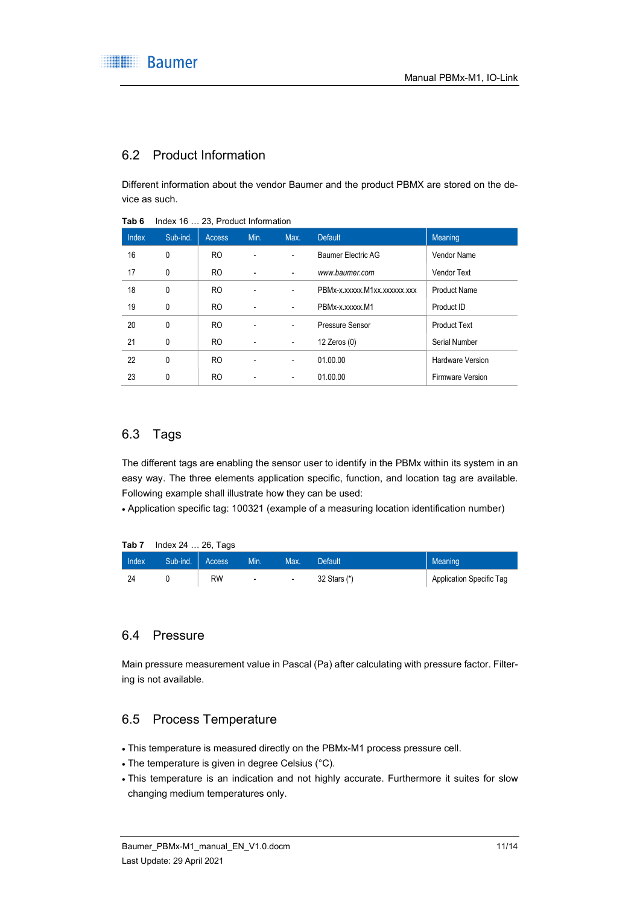## 6.2 Product Information

Different information about the vendor Baumer and the product PBMX are stored on the device as such.

**Tab 6** Index 16 … 23, Product Information

| Index | Sub-ind. | Access | Min. | Max. | Default | Meaning |
|---|---|---|---|---|---|---|
| 16 | 0 | RO | - | - | Baumer Electric AG | Vendor Name |
| 17 | 0 | RO | - | - | *www.baumer.com* | Vendor Text |
| 18 | 0 | RO | - | - | PBMx-x.xxxxx.M1xx.xxxxxx.xxx | Product Name |
| 19 | 0 | RO | - | - | PBMx-x.xxxxx.M1 | Product ID |
| 20 | 0 | RO | - | - | Pressure Sensor | Product Text |
| 21 | 0 | RO | - | - | 12 Zeros (0) | Serial Number |
| 22 | 0 | RO | - | - | 01.00.00 | Hardware Version |
| 23 | 0 | RO | - | - | 01.00.00 | Firmware Version |

## 6.3 Tags

The different tags are enabling the sensor user to identify in the PBMx within its system in an easy way. The three elements application specific, function, and location tag are available. Following example shall illustrate how they can be used:

- Application specific tag: 100321 (example of a measuring location identification number)

**Tab 7** Index 24 … 26, Tags

| Index | Sub-ind. | Access | Min. | Max. | Default | Meaning |
|---|---|---|---|---|---|---|
| 24 | 0 | RW | - | - | 32 Stars (*) | Application Specific Tag |

## 6.4 Pressure

Main pressure measurement value in Pascal (Pa) after calculating with pressure factor. Filtering is not available.

## 6.5 Process Temperature

- This temperature is measured directly on the PBMx-M1 process pressure cell.
- The temperature is given in degree Celsius (°C).
- This temperature is an indication and not highly accurate. Furthermore it suites for slow changing medium temperatures only.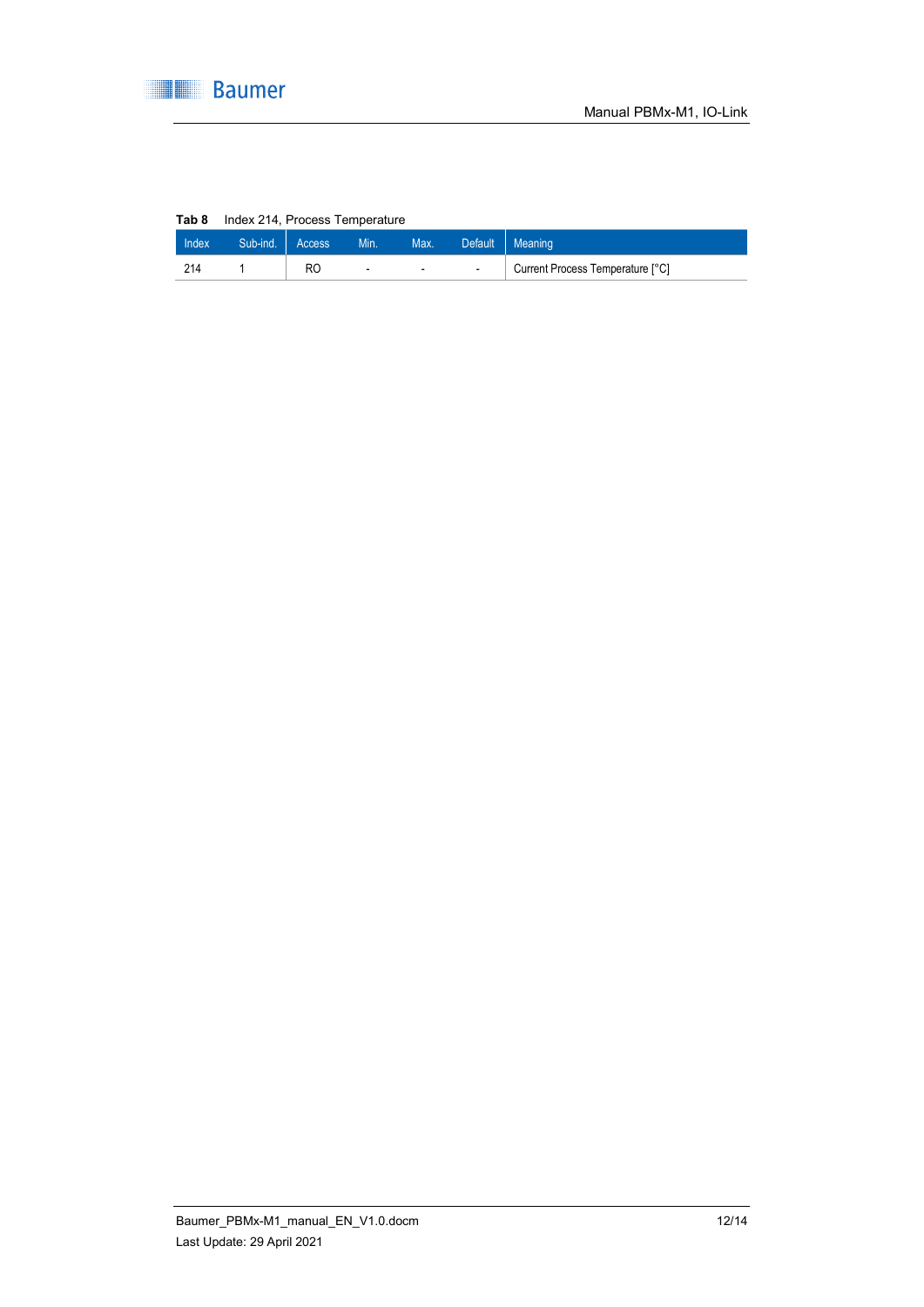**Tab 8** Index 214, Process Temperature

| Index | Sub-ind. | Access | Min. | Max. | Default | Meaning |
|---|---|---|---|---|---|---|
| 214 | 1 | RO | - | - | - | Current Process Temperature [°C] |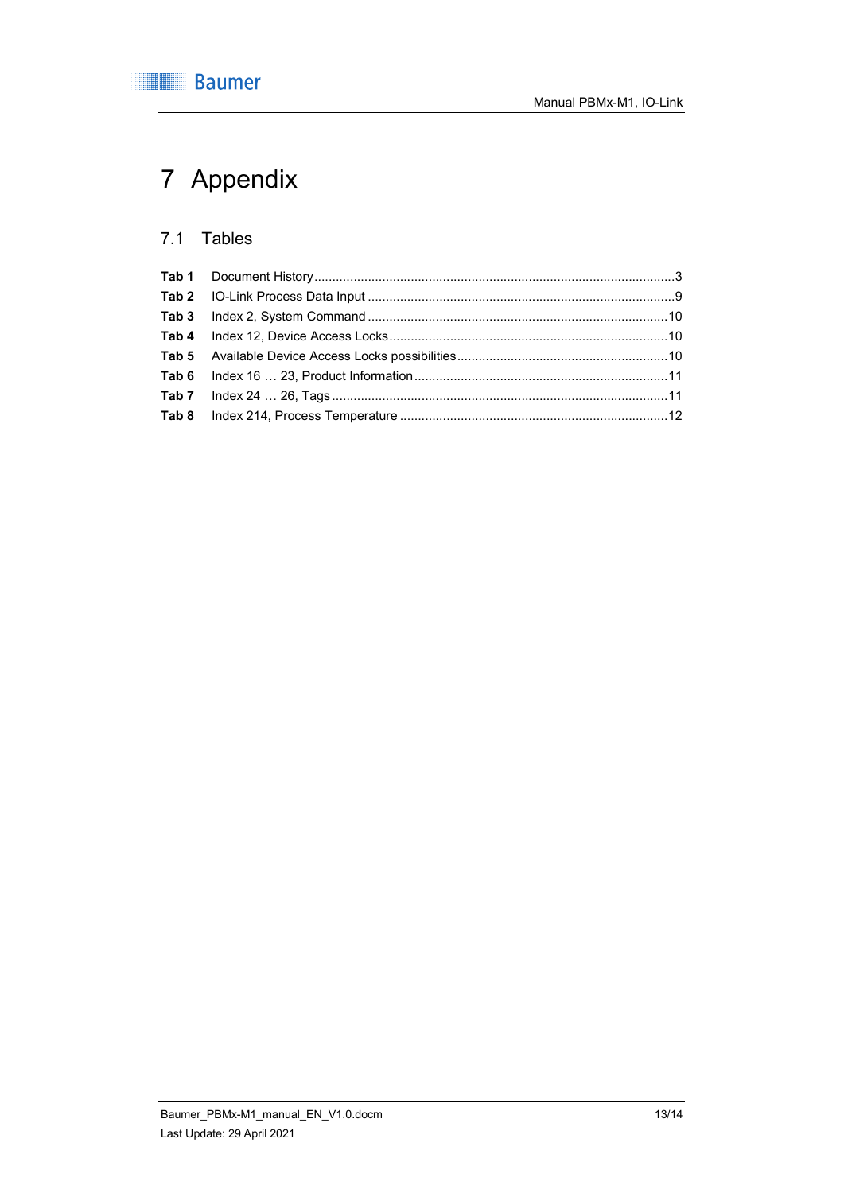# 7 Appendix

## 7.1 Tables

**Tab 1** Document History ....................................................................................................3
**Tab 2** IO-Link Process Data Input .....................................................................................9
**Tab 3** Index 2, System Command ....................................................................................10
**Tab 4** Index 12, Device Access Locks .............................................................................10
**Tab 5** Available Device Access Locks possibilities ..........................................................10
**Tab 6** Index 16 … 23, Product Information ......................................................................11
**Tab 7** Index 24 … 26, Tags .............................................................................................11
**Tab 8** Index 214, Process Temperature ..........................................................................12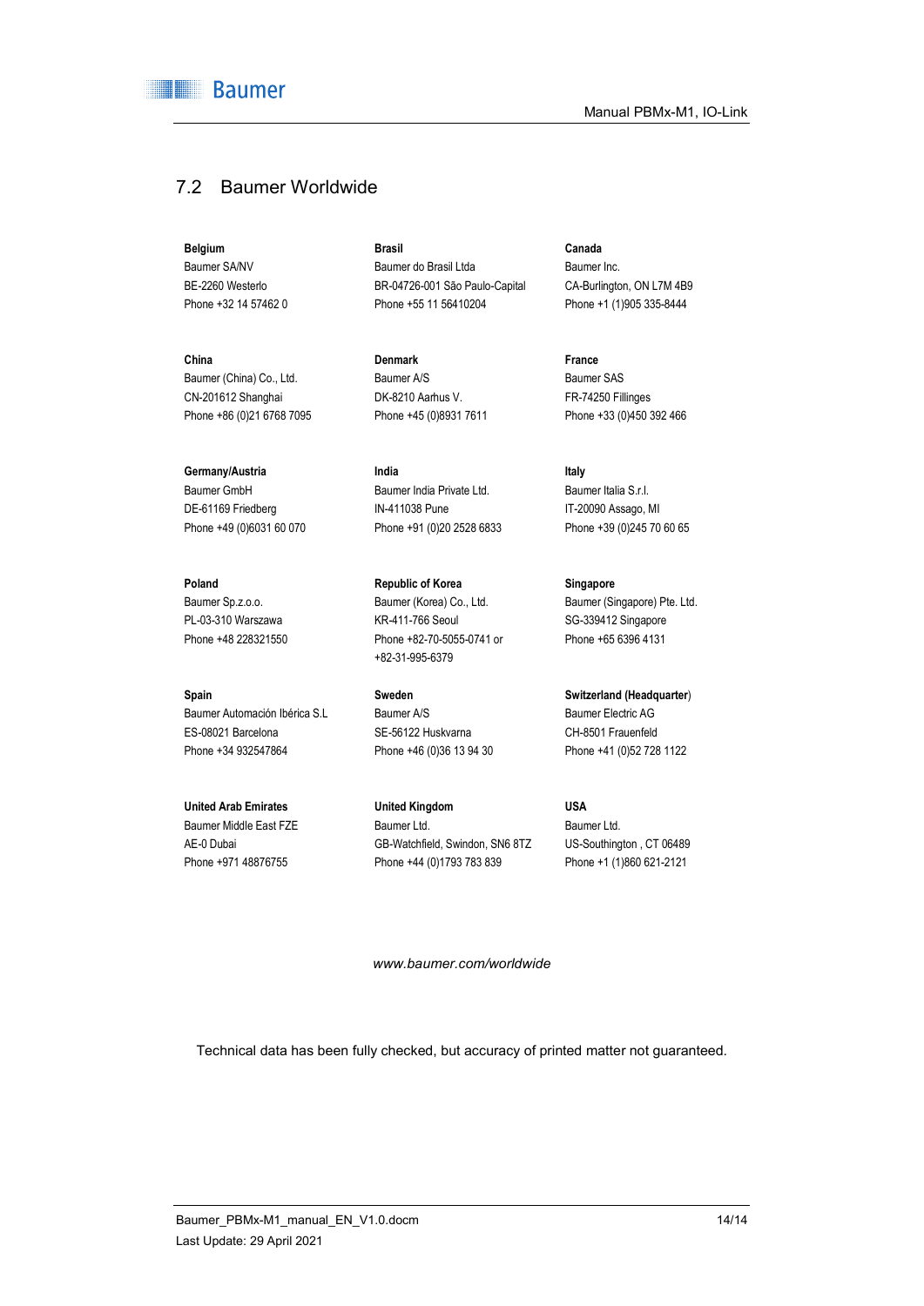## 7.2 Baumer Worldwide

**Belgium**
Baumer SA/NV
BE-2260 Westerlo
Phone +32 14 57462 0

**Brasil**
Baumer do Brasil Ltda
BR-04726-001 São Paulo-Capital
Phone +55 11 56410204

**Canada**
Baumer Inc.
CA-Burlington, ON L7M 4B9
Phone +1 (1)905 335-8444

**China**
Baumer (China) Co., Ltd.
CN-201612 Shanghai
Phone +86 (0)21 6768 7095

**Denmark**
Baumer A/S
DK-8210 Aarhus V.
Phone +45 (0)8931 7611

**France**
Baumer SAS
FR-74250 Fillinges
Phone +33 (0)450 392 466

**Germany/Austria**
Baumer GmbH
DE-61169 Friedberg
Phone +49 (0)6031 60 070

**India**
Baumer India Private Ltd.
IN-411038 Pune
Phone +91 (0)20 2528 6833

**Italy**
Baumer Italia S.r.l.
IT-20090 Assago, MI
Phone +39 (0)245 70 60 65

**Poland**
Baumer Sp.z.o.o.
PL-03-310 Warszawa
Phone +48 228321550

**Republic of Korea**
Baumer (Korea) Co., Ltd.
KR-411-766 Seoul
Phone +82-70-5055-0741 or
+82-31-995-6379

**Singapore**
Baumer (Singapore) Pte. Ltd.
SG-339412 Singapore
Phone +65 6396 4131

**Spain**
Baumer Automación Ibérica S.L
ES-08021 Barcelona
Phone +34 932547864

**Sweden**
Baumer A/S
SE-56122 Huskvarna
Phone +46 (0)36 13 94 30

**Switzerland (Headquarter)**
Baumer Electric AG
CH-8501 Frauenfeld
Phone +41 (0)52 728 1122

**United Arab Emirates**
Baumer Middle East FZE
AE-0 Dubai
Phone +971 48876755

**United Kingdom**
Baumer Ltd.
GB-Watchfield, Swindon, SN6 8TZ
Phone +44 (0)1793 783 839

**USA**
Baumer Ltd.
US-Southington , CT 06489
Phone +1 (1)860 621-2121

*www.baumer.com/worldwide*

Technical data has been fully checked, but accuracy of printed matter not guaranteed.